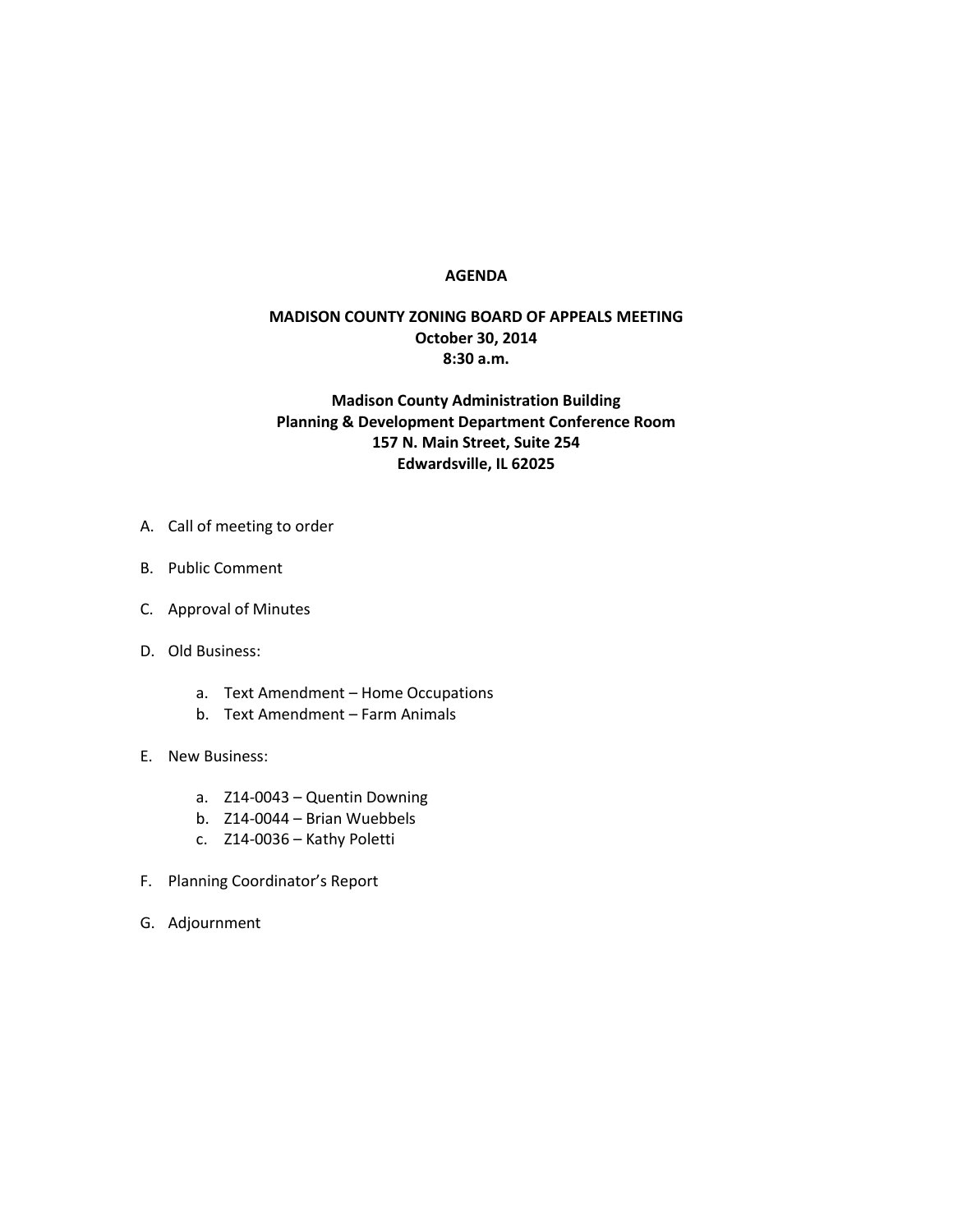# AGENDA

## MADISON COUNTY ZONING BOARD OF APPEALS MEETING

**October 30, 2014**
**8:30 a.m.**

**Madison County Administration Building**
**Planning & Development Department Conference Room**
**157 N. Main Street, Suite 254**
**Edwardsville, IL 62025**

A. Call of meeting to order

B. Public Comment

C. Approval of Minutes

D. Old Business:

   a. Text Amendment – Home Occupations
   b. Text Amendment – Farm Animals

E. New Business:

   a. Z14-0043 – Quentin Downing
   b. Z14-0044 – Brian Wuebbels
   c. Z14-0036 – Kathy Poletti

F. Planning Coordinator's Report

G. Adjournment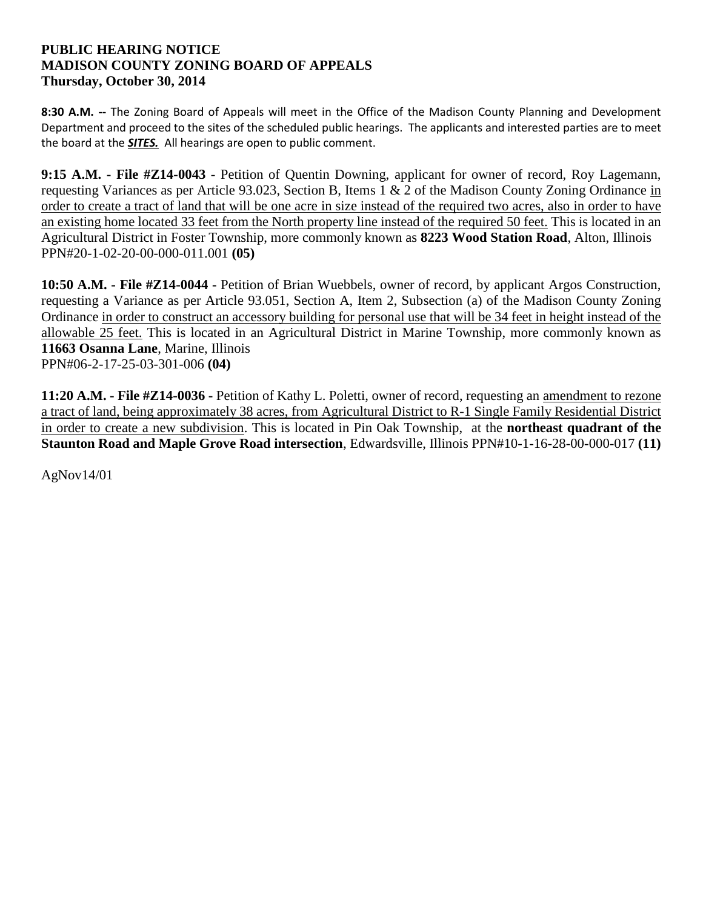**PUBLIC HEARING NOTICE**
**MADISON COUNTY ZONING BOARD OF APPEALS**
**Thursday, October 30, 2014**

**8:30 A.M. --** The Zoning Board of Appeals will meet in the Office of the Madison County Planning and Development Department and proceed to the sites of the scheduled public hearings. The applicants and interested parties are to meet the board at the ***SITES.*** All hearings are open to public comment.

**9:15 A.M. - File #Z14-0043** - Petition of Quentin Downing, applicant for owner of record, Roy Lagemann, requesting Variances as per Article 93.023, Section B, Items 1 & 2 of the Madison County Zoning Ordinance in order to create a tract of land that will be one acre in size instead of the required two acres, also in order to have an existing home located 33 feet from the North property line instead of the required 50 feet. This is located in an Agricultural District in Foster Township, more commonly known as **8223 Wood Station Road**, Alton, Illinois PPN#20-1-02-20-00-000-011.001 **(05)**

**10:50 A.M. - File #Z14-0044 -** Petition of Brian Wuebbels, owner of record, by applicant Argos Construction, requesting a Variance as per Article 93.051, Section A, Item 2, Subsection (a) of the Madison County Zoning Ordinance in order to construct an accessory building for personal use that will be 34 feet in height instead of the allowable 25 feet. This is located in an Agricultural District in Marine Township, more commonly known as **11663 Osanna Lane**, Marine, Illinois
PPN#06-2-17-25-03-301-006 **(04)**

**11:20 A.M. - File #Z14-0036 -** Petition of Kathy L. Poletti, owner of record, requesting an amendment to rezone a tract of land, being approximately 38 acres, from Agricultural District to R-1 Single Family Residential District in order to create a new subdivision. This is located in Pin Oak Township, at the **northeast quadrant of the Staunton Road and Maple Grove Road intersection**, Edwardsville, Illinois PPN#10-1-16-28-00-000-017 **(11)**

AgNov14/01